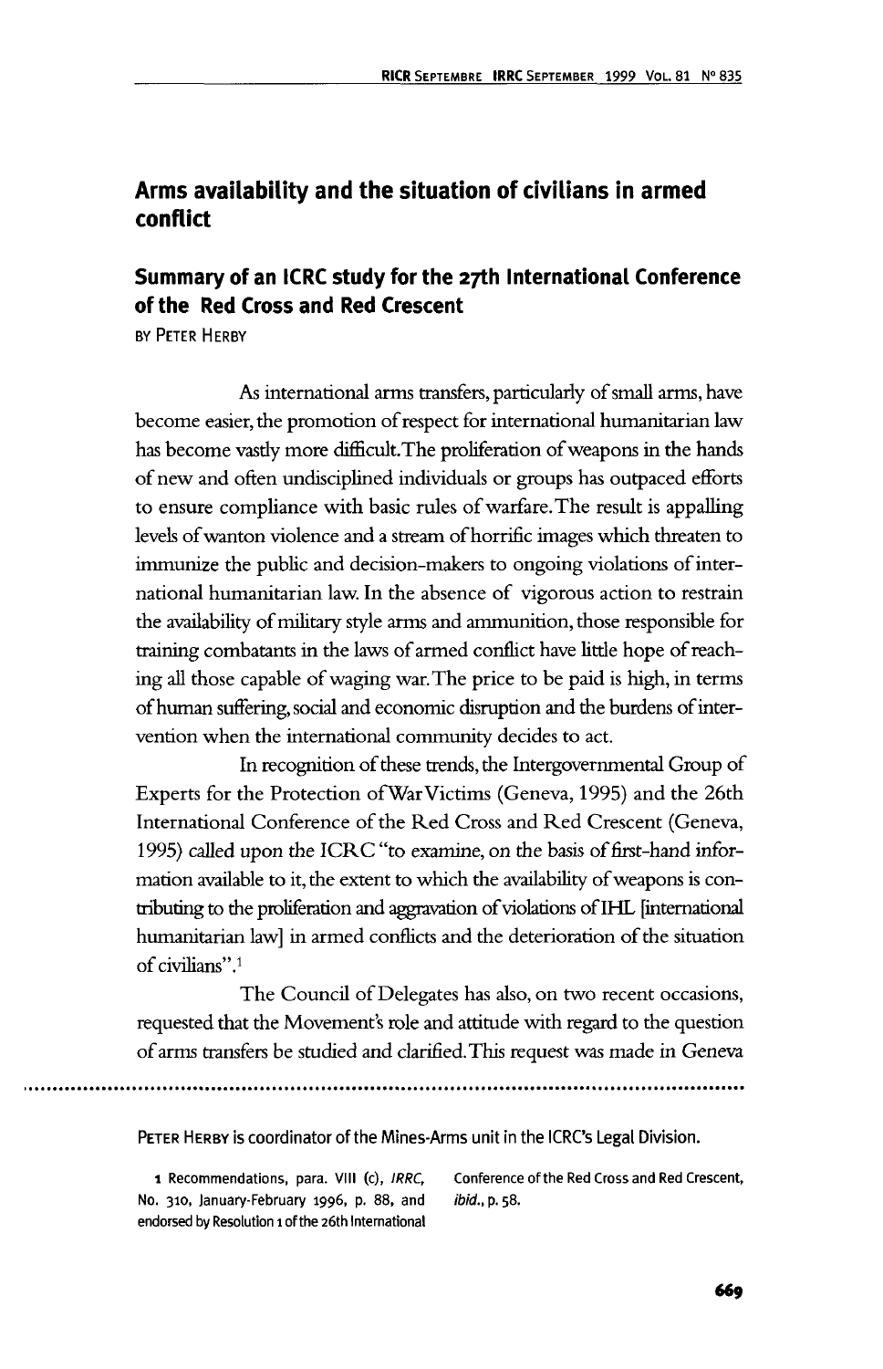# Arms availability and the situation of civilians in armed conflict

## Summary of an ICRC study for the 27th International Conference of the Red Cross and Red Crescent

BY PETER HERBY

As international arms transfers, particularly of small arms, have become easier, the promotion of respect for international humanitarian law has become vastly more difficult. The proliferation of weapons in the hands of new and often undisciplined individuals or groups has outpaced efforts to ensure compliance with basic rules of warfare. The result is appalling levels of wanton violence and a stream of horrific images which threaten to immunize the public and decision-makers to ongoing violations of international humanitarian law. In the absence of vigorous action to restrain the availability of military style arms and ammunition, those responsible for training combatants in the laws of armed conflict have little hope of reaching all those capable of waging war. The price to be paid is high, in terms of human suffering, social and economic disruption and the burdens of intervention when the international community decides to act.

In recognition of these trends, the Intergovernmental Group of Experts for the Protection of War Victims (Geneva, 1995) and the 26th International Conference of the Red Cross and Red Crescent (Geneva, 1995) called upon the ICRC "to examine, on the basis of first-hand information available to it, the extent to which the availability of weapons is contributing to the proliferation and aggravation of violations of IHL [international humanitarian law] in armed conflicts and the deterioration of the situation of civilians".[1]

The Council of Delegates has also, on two recent occasions, requested that the Movement's role and attitude with regard to the question of arms transfers be studied and clarified. This request was made in Geneva

---

PETER HERBY is coordinator of the Mines-Arms unit in the ICRC's Legal Division.

1 Recommendations, para. VIII (c), *IRRC*, No. 310, January-February 1996, p. 88, and endorsed by Resolution 1 of the 26th International Conference of the Red Cross and Red Crescent, *ibid.*, p. 58.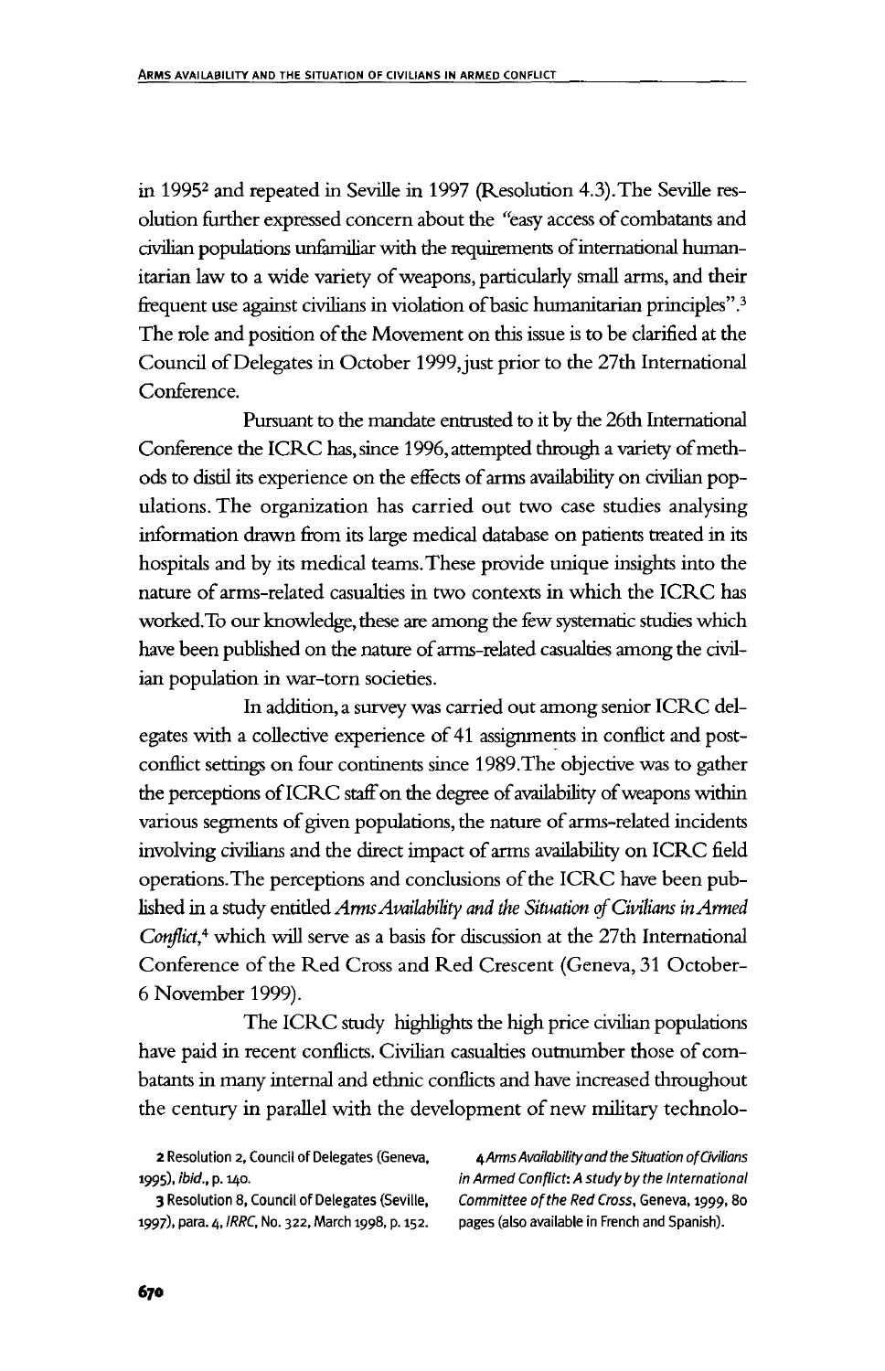in 1995[2] and repeated in Seville in 1997 (Resolution 4.3). The Seville resolution further expressed concern about the "easy access of combatants and civilian populations unfamiliar with the requirements of international humanitarian law to a wide variety of weapons, particularly small arms, and their frequent use against civilians in violation of basic humanitarian principles".[3] The role and position of the Movement on this issue is to be clarified at the Council of Delegates in October 1999, just prior to the 27th International Conference.

Pursuant to the mandate entrusted to it by the 26th International Conference the ICRC has, since 1996, attempted through a variety of methods to distil its experience on the effects of arms availability on civilian populations. The organization has carried out two case studies analysing information drawn from its large medical database on patients treated in its hospitals and by its medical teams. These provide unique insights into the nature of arms-related casualties in two contexts in which the ICRC has worked. To our knowledge, these are among the few systematic studies which have been published on the nature of arms-related casualties among the civilian population in war-torn societies.

In addition, a survey was carried out among senior ICRC delegates with a collective experience of 41 assignments in conflict and post-conflict settings on four continents since 1989. The objective was to gather the perceptions of ICRC staff on the degree of availability of weapons within various segments of given populations, the nature of arms-related incidents involving civilians and the direct impact of arms availability on ICRC field operations. The perceptions and conclusions of the ICRC have been published in a study entitled *Arms Availability and the Situation of Civilians in Armed Conflict*,[4] which will serve as a basis for discussion at the 27th International Conference of the Red Cross and Red Crescent (Geneva, 31 October-6 November 1999).

The ICRC study highlights the high price civilian populations have paid in recent conflicts. Civilian casualties outnumber those of combatants in many internal and ethnic conflicts and have increased throughout the century in parallel with the development of new military technolo-

2 Resolution 2, Council of Delegates (Geneva, 1995), *ibid.*, p. 140.

3 Resolution 8, Council of Delegates (Seville, 1997), para. 4, *IRRC*, No. 322, March 1998, p. 152.

4 *Arms Availability and the Situation of Civilians in Armed Conflict: A study by the International Committee of the Red Cross*, Geneva, 1999, 80 pages (also available in French and Spanish).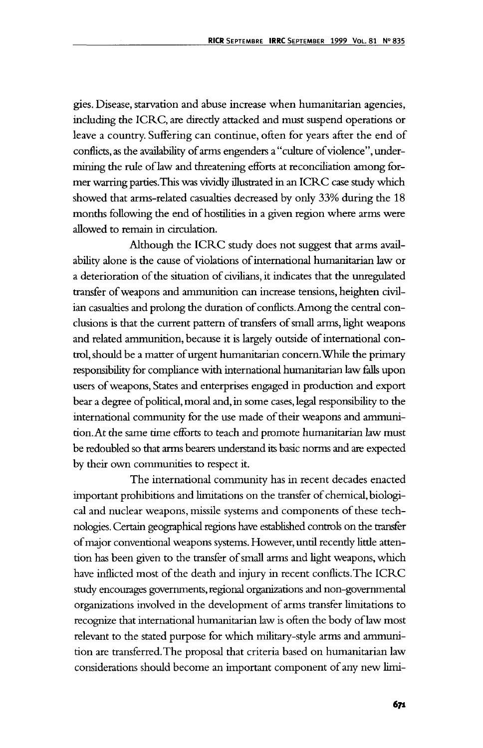gies. Disease, starvation and abuse increase when humanitarian agencies, including the ICRC, are directly attacked and must suspend operations or leave a country. Suffering can continue, often for years after the end of conflicts, as the availability of arms engenders a "culture of violence", undermining the rule of law and threatening efforts at reconciliation among former warring parties. This was vividly illustrated in an ICRC case study which showed that arms-related casualties decreased by only 33% during the 18 months following the end of hostilities in a given region where arms were allowed to remain in circulation.

Although the ICRC study does not suggest that arms availability alone is the cause of violations of international humanitarian law or a deterioration of the situation of civilians, it indicates that the unregulated transfer of weapons and ammunition can increase tensions, heighten civilian casualties and prolong the duration of conflicts. Among the central conclusions is that the current pattern of transfers of small arms, light weapons and related ammunition, because it is largely outside of international control, should be a matter of urgent humanitarian concern. While the primary responsibility for compliance with international humanitarian law falls upon users of weapons, States and enterprises engaged in production and export bear a degree of political, moral and, in some cases, legal responsibility to the international community for the use made of their weapons and ammunition. At the same time efforts to teach and promote humanitarian law must be redoubled so that arms bearers understand its basic norms and are expected by their own communities to respect it.

The international community has in recent decades enacted important prohibitions and limitations on the transfer of chemical, biological and nuclear weapons, missile systems and components of these technologies. Certain geographical regions have established controls on the transfer of major conventional weapons systems. However, until recently little attention has been given to the transfer of small arms and light weapons, which have inflicted most of the death and injury in recent conflicts. The ICRC study encourages governments, regional organizations and non-governmental organizations involved in the development of arms transfer limitations to recognize that international humanitarian law is often the body of law most relevant to the stated purpose for which military-style arms and ammunition are transferred. The proposal that criteria based on humanitarian law considerations should become an important component of any new limi-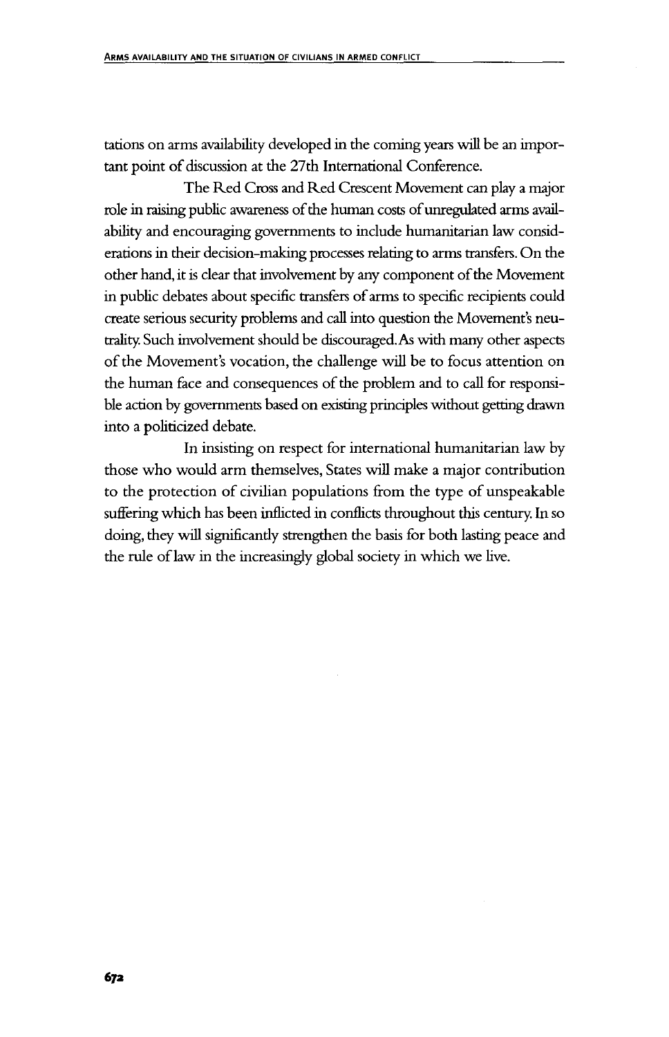tations on arms availability developed in the coming years will be an important point of discussion at the 27th International Conference.

The Red Cross and Red Crescent Movement can play a major role in raising public awareness of the human costs of unregulated arms availability and encouraging governments to include humanitarian law considerations in their decision-making processes relating to arms transfers. On the other hand, it is clear that involvement by any component of the Movement in public debates about specific transfers of arms to specific recipients could create serious security problems and call into question the Movement's neutrality. Such involvement should be discouraged. As with many other aspects of the Movement's vocation, the challenge will be to focus attention on the human face and consequences of the problem and to call for responsible action by governments based on existing principles without getting drawn into a politicized debate.

In insisting on respect for international humanitarian law by those who would arm themselves, States will make a major contribution to the protection of civilian populations from the type of unspeakable suffering which has been inflicted in conflicts throughout this century. In so doing, they will significantly strengthen the basis for both lasting peace and the rule of law in the increasingly global society in which we live.